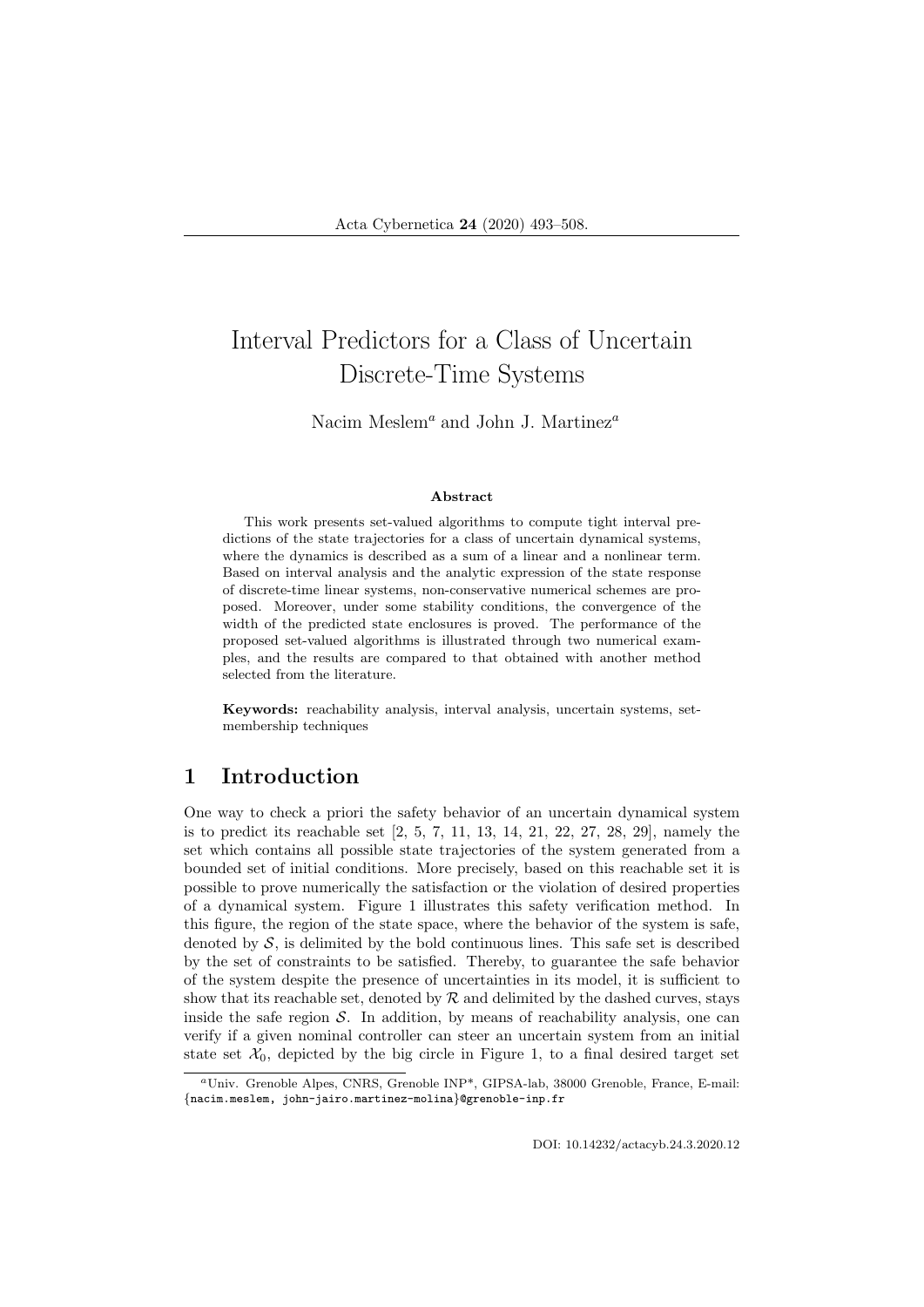# Interval Predictors for a Class of Uncertain Discrete-Time Systems

Nacim Meslem[a] and John J. Martinez[a]

### Abstract

This work presents set-valued algorithms to compute tight interval predictions of the state trajectories for a class of uncertain dynamical systems, where the dynamics is described as a sum of a linear and a nonlinear term. Based on interval analysis and the analytic expression of the state response of discrete-time linear systems, non-conservative numerical schemes are proposed. Moreover, under some stability conditions, the convergence of the width of the predicted state enclosures is proved. The performance of the proposed set-valued algorithms is illustrated through two numerical examples, and the results are compared to that obtained with another method selected from the literature.

**Keywords:** reachability analysis, interval analysis, uncertain systems, set-membership techniques

## 1 Introduction

One way to check a priori the safety behavior of an uncertain dynamical system is to predict its reachable set [2, 5, 7, 11, 13, 14, 21, 22, 27, 28, 29], namely the set which contains all possible state trajectories of the system generated from a bounded set of initial conditions. More precisely, based on this reachable set it is possible to prove numerically the satisfaction or the violation of desired properties of a dynamical system. Figure 1 illustrates this safety verification method. In this figure, the region of the state space, where the behavior of the system is safe, denoted by $\mathcal{S}$, is delimited by the bold continuous lines. This safe set is described by the set of constraints to be satisfied. Thereby, to guarantee the safe behavior of the system despite the presence of uncertainties in its model, it is sufficient to show that its reachable set, denoted by $\mathcal{R}$ and delimited by the dashed curves, stays inside the safe region $\mathcal{S}$. In addition, by means of reachability analysis, one can verify if a given nominal controller can steer an uncertain system from an initial state set $\mathcal{X}_0$, depicted by the big circle in Figure 1, to a final desired target set

[a]Univ. Grenoble Alpes, CNRS, Grenoble INP*, GIPSA-lab, 38000 Grenoble, France, E-mail: {nacim.meslem, john-jairo.martinez-molina}@grenoble-inp.fr

DOI: 10.14232/actacyb.24.3.2020.12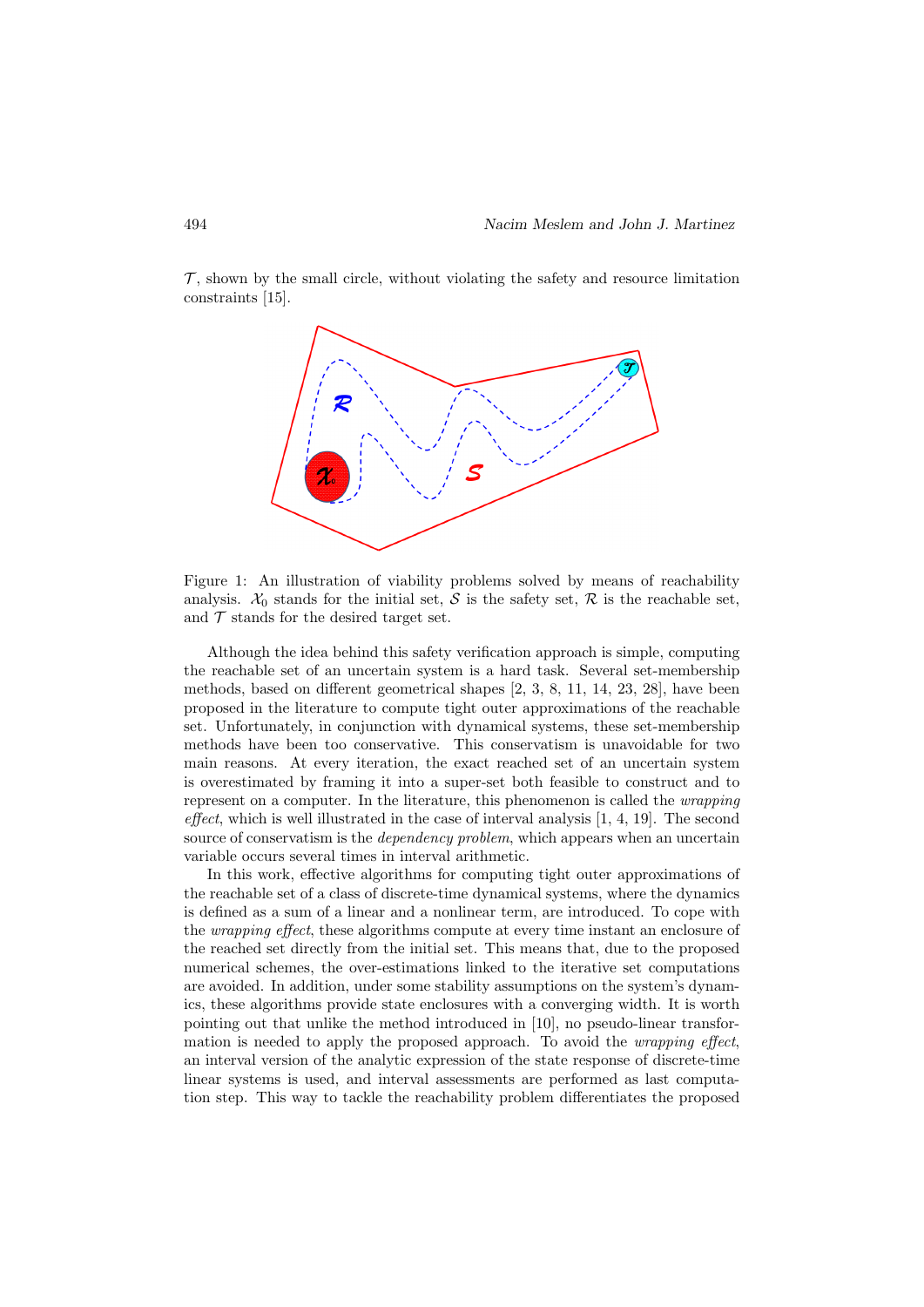$\mathcal{T}$, shown by the small circle, without violating the safety and resource limitation constraints [15].

Figure 1: An illustration of viability problems solved by means of reachability analysis. $\mathcal{X}_0$ stands for the initial set, $\mathcal{S}$ is the safety set, $\mathcal{R}$ is the reachable set, and $\mathcal{T}$ stands for the desired target set.

Although the idea behind this safety verification approach is simple, computing the reachable set of an uncertain system is a hard task. Several set-membership methods, based on different geometrical shapes [2, 3, 8, 11, 14, 23, 28], have been proposed in the literature to compute tight outer approximations of the reachable set. Unfortunately, in conjunction with dynamical systems, these set-membership methods have been too conservative. This conservatism is unavoidable for two main reasons. At every iteration, the exact reached set of an uncertain system is overestimated by framing it into a super-set both feasible to construct and to represent on a computer. In the literature, this phenomenon is called the *wrapping effect*, which is well illustrated in the case of interval analysis [1, 4, 19]. The second source of conservatism is the *dependency problem*, which appears when an uncertain variable occurs several times in interval arithmetic.

In this work, effective algorithms for computing tight outer approximations of the reachable set of a class of discrete-time dynamical systems, where the dynamics is defined as a sum of a linear and a nonlinear term, are introduced. To cope with the *wrapping effect*, these algorithms compute at every time instant an enclosure of the reached set directly from the initial set. This means that, due to the proposed numerical schemes, the over-estimations linked to the iterative set computations are avoided. In addition, under some stability assumptions on the system's dynamics, these algorithms provide state enclosures with a converging width. It is worth pointing out that unlike the method introduced in [10], no pseudo-linear transformation is needed to apply the proposed approach. To avoid the *wrapping effect*, an interval version of the analytic expression of the state response of discrete-time linear systems is used, and interval assessments are performed as last computation step. This way to tackle the reachability problem differentiates the proposed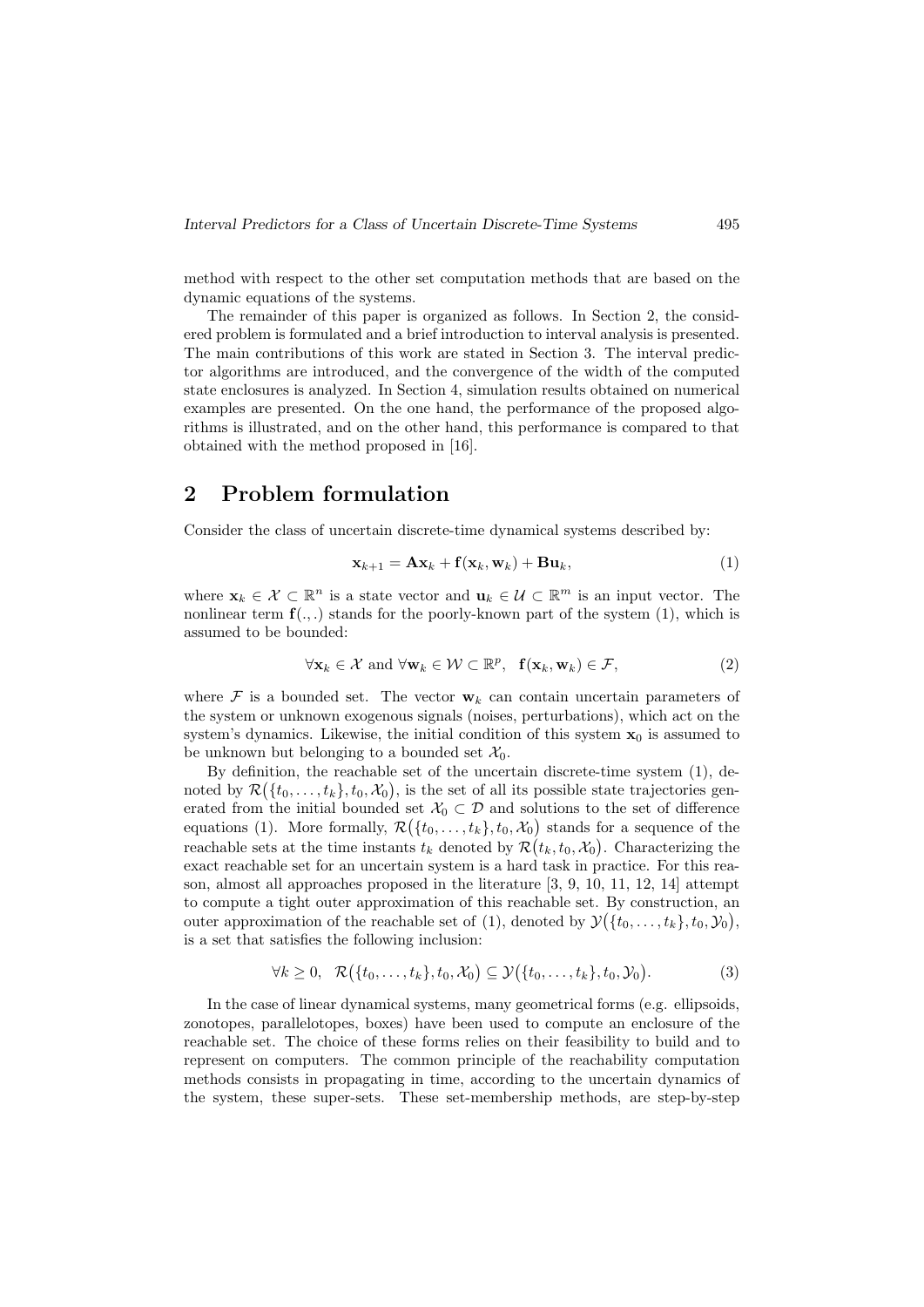method with respect to the other set computation methods that are based on the dynamic equations of the systems.

The remainder of this paper is organized as follows. In Section 2, the considered problem is formulated and a brief introduction to interval analysis is presented. The main contributions of this work are stated in Section 3. The interval predictor algorithms are introduced, and the convergence of the width of the computed state enclosures is analyzed. In Section 4, simulation results obtained on numerical examples are presented. On the one hand, the performance of the proposed algorithms is illustrated, and on the other hand, this performance is compared to that obtained with the method proposed in [16].

## 2 Problem formulation

Consider the class of uncertain discrete-time dynamical systems described by:

$$\mathbf{x}_{k+1} = \mathbf{A}\mathbf{x}_k + \mathbf{f}(\mathbf{x}_k, \mathbf{w}_k) + \mathbf{B}\mathbf{u}_k, \tag{1}$$

where $\mathbf{x}_k \in \mathcal{X} \subset \mathbb{R}^n$ is a state vector and $\mathbf{u}_k \in \mathcal{U} \subset \mathbb{R}^m$ is an input vector. The nonlinear term $\mathbf{f}(.,.)$ stands for the poorly-known part of the system (1), which is assumed to be bounded:

$$\forall \mathbf{x}_k \in \mathcal{X} \text{ and } \forall \mathbf{w}_k \in \mathcal{W} \subset \mathbb{R}^p, \quad \mathbf{f}(\mathbf{x}_k, \mathbf{w}_k) \in \mathcal{F}, \tag{2}$$

where $\mathcal{F}$ is a bounded set. The vector $\mathbf{w}_k$ can contain uncertain parameters of the system or unknown exogenous signals (noises, perturbations), which act on the system's dynamics. Likewise, the initial condition of this system $\mathbf{x}_0$ is assumed to be unknown but belonging to a bounded set $\mathcal{X}_0$.

By definition, the reachable set of the uncertain discrete-time system (1), denoted by $\mathcal{R}\big(\{t_0, \ldots, t_k\}, t_0, \mathcal{X}_0\big)$, is the set of all its possible state trajectories generated from the initial bounded set $\mathcal{X}_0 \subset \mathcal{D}$ and solutions to the set of difference equations (1). More formally, $\mathcal{R}\big(\{t_0, \ldots, t_k\}, t_0, \mathcal{X}_0\big)$ stands for a sequence of the reachable sets at the time instants $t_k$ denoted by $\mathcal{R}\big(t_k, t_0, \mathcal{X}_0\big)$. Characterizing the exact reachable set for an uncertain system is a hard task in practice. For this reason, almost all approaches proposed in the literature [3, 9, 10, 11, 12, 14] attempt to compute a tight outer approximation of this reachable set. By construction, an outer approximation of the reachable set of (1), denoted by $\mathcal{Y}\big(\{t_0, \ldots, t_k\}, t_0, \mathcal{Y}_0\big)$, is a set that satisfies the following inclusion:

$$\forall k \geq 0, \quad \mathcal{R}\big(\{t_0, \ldots, t_k\}, t_0, \mathcal{X}_0\big) \subseteq \mathcal{Y}\big(\{t_0, \ldots, t_k\}, t_0, \mathcal{Y}_0\big). \tag{3}$$

In the case of linear dynamical systems, many geometrical forms (e.g. ellipsoids, zonotopes, parallelotopes, boxes) have been used to compute an enclosure of the reachable set. The choice of these forms relies on their feasibility to build and to represent on computers. The common principle of the reachability computation methods consists in propagating in time, according to the uncertain dynamics of the system, these super-sets. These set-membership methods, are step-by-step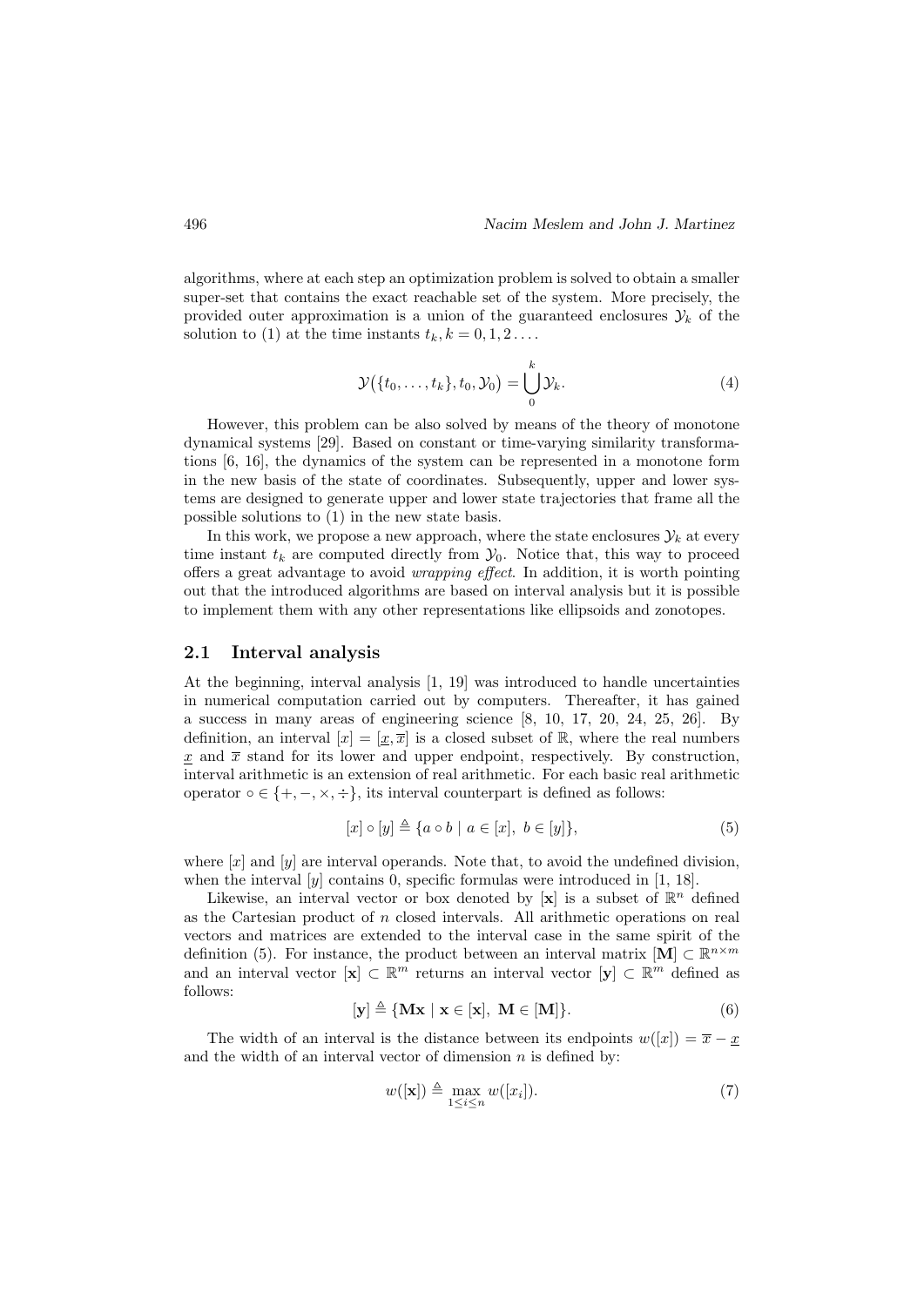algorithms, where at each step an optimization problem is solved to obtain a smaller super-set that contains the exact reachable set of the system. More precisely, the provided outer approximation is a union of the guaranteed enclosures $\mathcal{Y}_k$ of the solution to (1) at the time instants $t_k, k = 0, 1, 2 \ldots$.

$$\mathcal{Y}\big(\{t_0, \ldots, t_k\}, t_0, \mathcal{Y}_0\big) = \bigcup_{0}^{k} \mathcal{Y}_k. \tag{4}$$

However, this problem can be also solved by means of the theory of monotone dynamical systems [29]. Based on constant or time-varying similarity transformations [6, 16], the dynamics of the system can be represented in a monotone form in the new basis of the state of coordinates. Subsequently, upper and lower systems are designed to generate upper and lower state trajectories that frame all the possible solutions to (1) in the new state basis.

In this work, we propose a new approach, where the state enclosures $\mathcal{Y}_k$ at every time instant $t_k$ are computed directly from $\mathcal{Y}_0$. Notice that, this way to proceed offers a great advantage to avoid *wrapping effect*. In addition, it is worth pointing out that the introduced algorithms are based on interval analysis but it is possible to implement them with any other representations like ellipsoids and zonotopes.

## 2.1 Interval analysis

At the beginning, interval analysis [1, 19] was introduced to handle uncertainties in numerical computation carried out by computers. Thereafter, it has gained a success in many areas of engineering science [8, 10, 17, 20, 24, 25, 26]. By definition, an interval $[x] = [\underline{x}, \overline{x}]$ is a closed subset of $\mathbb{R}$, where the real numbers $\underline{x}$ and $\overline{x}$ stand for its lower and upper endpoint, respectively. By construction, interval arithmetic is an extension of real arithmetic. For each basic real arithmetic operator $\circ \in \{+, -, \times, \div\}$, its interval counterpart is defined as follows:

$$[x] \circ [y] \triangleq \{a \circ b \mid a \in [x],\ b \in [y]\}, \tag{5}$$

where $[x]$ and $[y]$ are interval operands. Note that, to avoid the undefined division, when the interval $[y]$ contains 0, specific formulas were introduced in [1, 18].

Likewise, an interval vector or box denoted by $[\mathbf{x}]$ is a subset of $\mathbb{R}^n$ defined as the Cartesian product of $n$ closed intervals. All arithmetic operations on real vectors and matrices are extended to the interval case in the same spirit of the definition (5). For instance, the product between an interval matrix $[\mathbf{M}] \subset \mathbb{R}^{n \times m}$ and an interval vector $[\mathbf{x}] \subset \mathbb{R}^m$ returns an interval vector $[\mathbf{y}] \subset \mathbb{R}^m$ defined as follows:

$$[\mathbf{y}] \triangleq \{\mathbf{M}\mathbf{x} \mid \mathbf{x} \in [\mathbf{x}],\ \mathbf{M} \in [\mathbf{M}]\}. \tag{6}$$

The width of an interval is the distance between its endpoints $w([x]) = \overline{x} - \underline{x}$ and the width of an interval vector of dimension $n$ is defined by:

$$w([\mathbf{x}]) \triangleq \max_{1 \leq i \leq n} w([x_i]). \tag{7}$$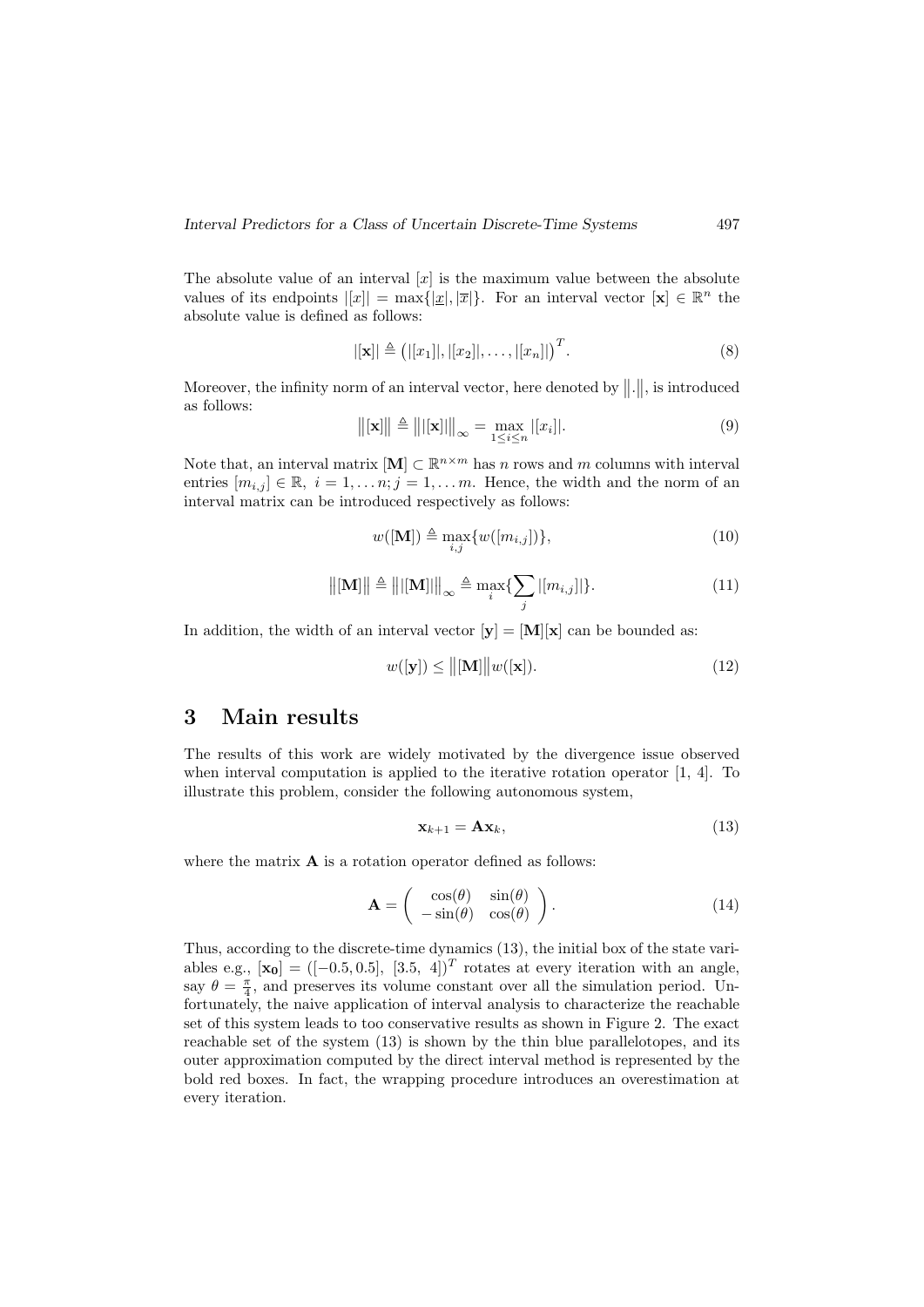The absolute value of an interval $[x]$ is the maximum value between the absolute values of its endpoints $|[x]| = \max\{|\underline{x}|, |\overline{x}|\}$. For an interval vector $[\mathbf{x}] \in \mathbb{R}^n$ the absolute value is defined as follows:

$$|[\mathbf{x}]| \triangleq \left(|[x_1]|, |[x_2]|, \ldots, |[x_n]|\right)^T. \tag{8}$$

Moreover, the infinity norm of an interval vector, here denoted by $\|.\|$, is introduced as follows:

$$\|[\mathbf{x}]\| \triangleq \||[\mathbf{x}]|\|_\infty = \max_{1 \le i \le n} |[x_i]|. \tag{9}$$

Note that, an interval matrix $[\mathbf{M}] \subset \mathbb{R}^{n \times m}$ has $n$ rows and $m$ columns with interval entries $[m_{i,j}] \in \mathbb{R},\ i = 1, \ldots n; j = 1, \ldots m$. Hence, the width and the norm of an interval matrix can be introduced respectively as follows:

$$w([\mathbf{M}]) \triangleq \max_{i,j}\{w([m_{i,j}])\}, \tag{10}$$

$$\|[\mathbf{M}]\| \triangleq \||[\mathbf{M}]|\|_\infty \triangleq \max_i\{\sum_j |[m_{i,j}]|\}. \tag{11}$$

In addition, the width of an interval vector $[\mathbf{y}] = [\mathbf{M}][\mathbf{x}]$ can be bounded as:

$$w([\mathbf{y}]) \le \|[\mathbf{M}]\| w([\mathbf{x}]). \tag{12}$$

# 3 Main results

The results of this work are widely motivated by the divergence issue observed when interval computation is applied to the iterative rotation operator [1, 4]. To illustrate this problem, consider the following autonomous system,

$$\mathbf{x}_{k+1} = \mathbf{A}\mathbf{x}_k, \tag{13}$$

where the matrix $\mathbf{A}$ is a rotation operator defined as follows:

$$\mathbf{A} = \begin{pmatrix} \cos(\theta) & \sin(\theta) \\ -\sin(\theta) & \cos(\theta) \end{pmatrix}. \tag{14}$$

Thus, according to the discrete-time dynamics (13), the initial box of the state variables e.g., $[\mathbf{x_0}] = ([-0.5, 0.5],\ [3.5,\ 4])^T$ rotates at every iteration with an angle, say $\theta = \frac{\pi}{4}$, and preserves its volume constant over all the simulation period. Unfortunately, the naive application of interval analysis to characterize the reachable set of this system leads to too conservative results as shown in Figure 2. The exact reachable set of the system (13) is shown by the thin blue parallelotopes, and its outer approximation computed by the direct interval method is represented by the bold red boxes. In fact, the wrapping procedure introduces an overestimation at every iteration.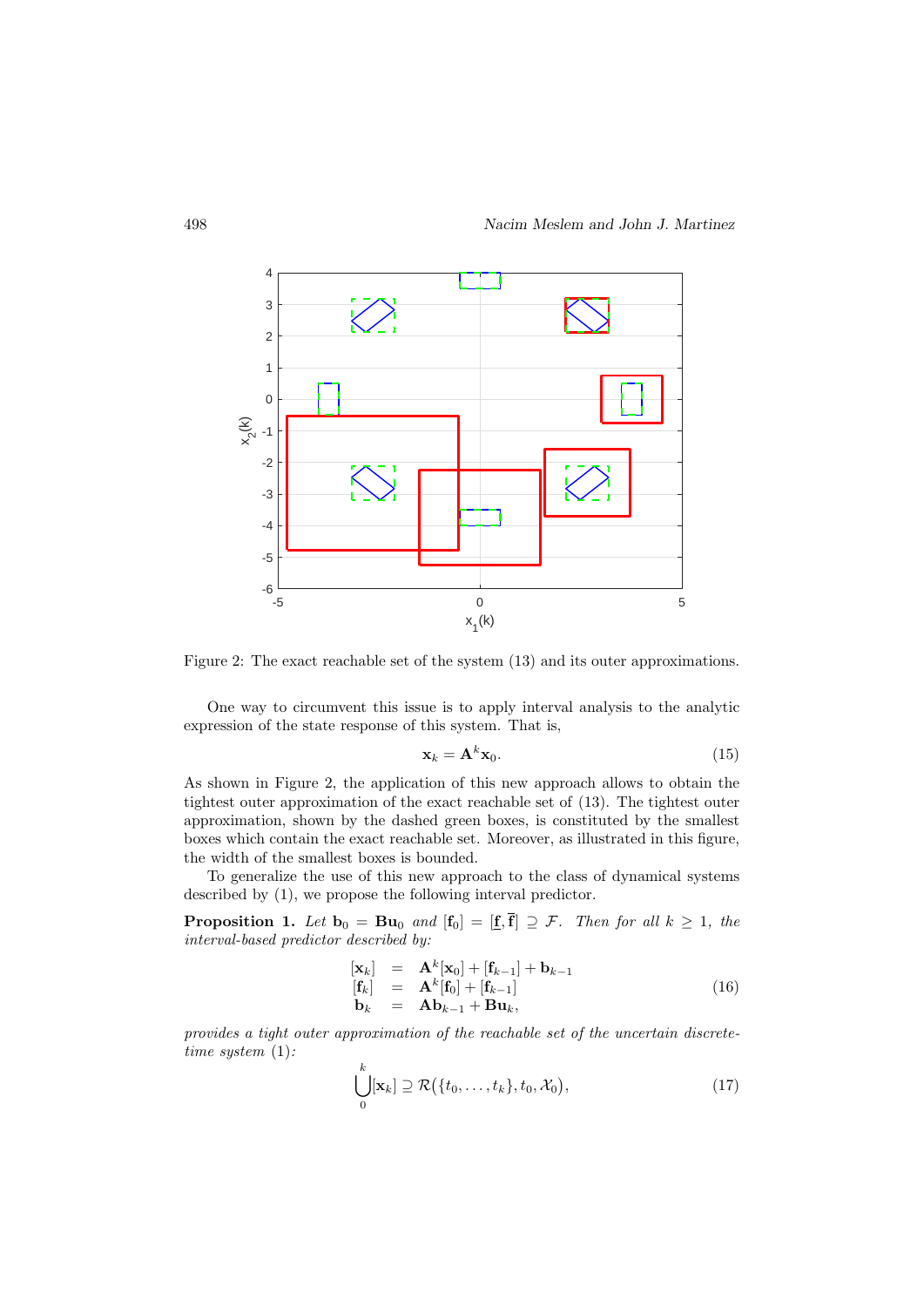Figure 2: The exact reachable set of the system (13) and its outer approximations.

One way to circumvent this issue is to apply interval analysis to the analytic expression of the state response of this system. That is,

$$\mathbf{x}_k = \mathbf{A}^k \mathbf{x}_0. \tag{15}$$

As shown in Figure 2, the application of this new approach allows to obtain the tightest outer approximation of the exact reachable set of (13). The tightest outer approximation, shown by the dashed green boxes, is constituted by the smallest boxes which contain the exact reachable set. Moreover, as illustrated in this figure, the width of the smallest boxes is bounded.

To generalize the use of this new approach to the class of dynamical systems described by (1), we propose the following interval predictor.

**Proposition 1.** *Let* $\mathbf{b}_0 = \mathbf{B}\mathbf{u}_0$ *and* $[\mathbf{f}_0] = [\underline{\mathbf{f}}, \overline{\mathbf{f}}] \supseteq \mathcal{F}$. *Then for all* $k \geq 1$, *the interval-based predictor described by:*

$$\begin{array}{rcl} [\mathbf{x}_k] & = & \mathbf{A}^k[\mathbf{x}_0] + [\mathbf{f}_{k-1}] + \mathbf{b}_{k-1} \\ [\mathbf{f}_k] & = & \mathbf{A}^k[\mathbf{f}_0] + [\mathbf{f}_{k-1}] \\ \mathbf{b}_k & = & \mathbf{A}\mathbf{b}_{k-1} + \mathbf{B}\mathbf{u}_k, \end{array} \tag{16}$$

*provides a tight outer approximation of the reachable set of the uncertain discrete-time system* (1)*:*

$$\bigcup_{0}^{k} [\mathbf{x}_k] \supseteq \mathcal{R}\big(\{t_0, \ldots, t_k\}, t_0, \mathcal{X}_0\big), \tag{17}$$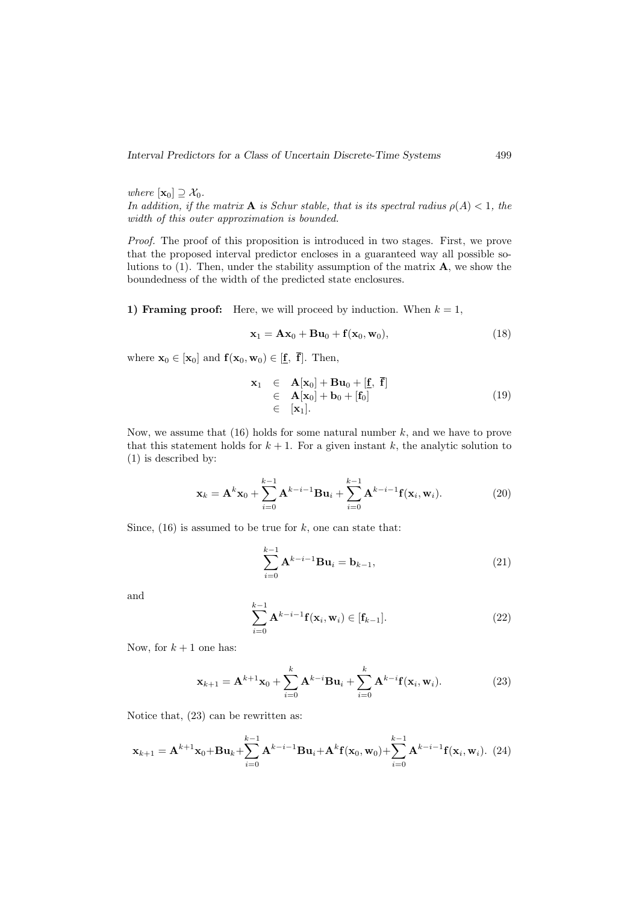*where* $[\mathbf{x}_0] \supseteq \mathcal{X}_0$.
*In addition, if the matrix* $\mathbf{A}$ *is Schur stable, that is its spectral radius* $\rho(A) < 1$*, the width of this outer approximation is bounded.*

*Proof.* The proof of this proposition is introduced in two stages. First, we prove that the proposed interval predictor encloses in a guaranteed way all possible solutions to (1). Then, under the stability assumption of the matrix $\mathbf{A}$, we show the boundedness of the width of the predicted state enclosures.

**1) Framing proof:** Here, we will proceed by induction. When $k = 1$,

$$\mathbf{x}_1 = \mathbf{A}\mathbf{x}_0 + \mathbf{B}\mathbf{u}_0 + \mathbf{f}(\mathbf{x}_0, \mathbf{w}_0), \tag{18}$$

where $\mathbf{x}_0 \in [\mathbf{x}_0]$ and $\mathbf{f}(\mathbf{x}_0, \mathbf{w}_0) \in [\underline{\mathbf{f}},\ \overline{\mathbf{f}}]$. Then,

$$\begin{array}{lll} \mathbf{x}_1 & \in & \mathbf{A}[\mathbf{x}_0] + \mathbf{B}\mathbf{u}_0 + [\underline{\mathbf{f}},\ \overline{\mathbf{f}}] \\ & \in & \mathbf{A}[\mathbf{x}_0] + \mathbf{b}_0 + [\mathbf{f}_0] \\ & \in & [\mathbf{x}_1]. \end{array} \tag{19}$$

Now, we assume that (16) holds for some natural number $k$, and we have to prove that this statement holds for $k+1$. For a given instant $k$, the analytic solution to (1) is described by:

$$\mathbf{x}_k = \mathbf{A}^k\mathbf{x}_0 + \sum_{i=0}^{k-1}\mathbf{A}^{k-i-1}\mathbf{B}\mathbf{u}_i + \sum_{i=0}^{k-1}\mathbf{A}^{k-i-1}\mathbf{f}(\mathbf{x}_i, \mathbf{w}_i). \tag{20}$$

Since, (16) is assumed to be true for $k$, one can state that:

$$\sum_{i=0}^{k-1}\mathbf{A}^{k-i-1}\mathbf{B}\mathbf{u}_i = \mathbf{b}_{k-1}, \tag{21}$$

and

$$\sum_{i=0}^{k-1}\mathbf{A}^{k-i-1}\mathbf{f}(\mathbf{x}_i, \mathbf{w}_i) \in [\mathbf{f}_{k-1}]. \tag{22}$$

Now, for $k+1$ one has:

$$\mathbf{x}_{k+1} = \mathbf{A}^{k+1}\mathbf{x}_0 + \sum_{i=0}^{k}\mathbf{A}^{k-i}\mathbf{B}\mathbf{u}_i + \sum_{i=0}^{k}\mathbf{A}^{k-i}\mathbf{f}(\mathbf{x}_i, \mathbf{w}_i). \tag{23}$$

Notice that, (23) can be rewritten as:

$$\mathbf{x}_{k+1} = \mathbf{A}^{k+1}\mathbf{x}_0 + \mathbf{B}\mathbf{u}_k + \sum_{i=0}^{k-1}\mathbf{A}^{k-i-1}\mathbf{B}\mathbf{u}_i + \mathbf{A}^k\mathbf{f}(\mathbf{x}_0, \mathbf{w}_0) + \sum_{i=0}^{k-1}\mathbf{A}^{k-i-1}\mathbf{f}(\mathbf{x}_i, \mathbf{w}_i). \tag{24}$$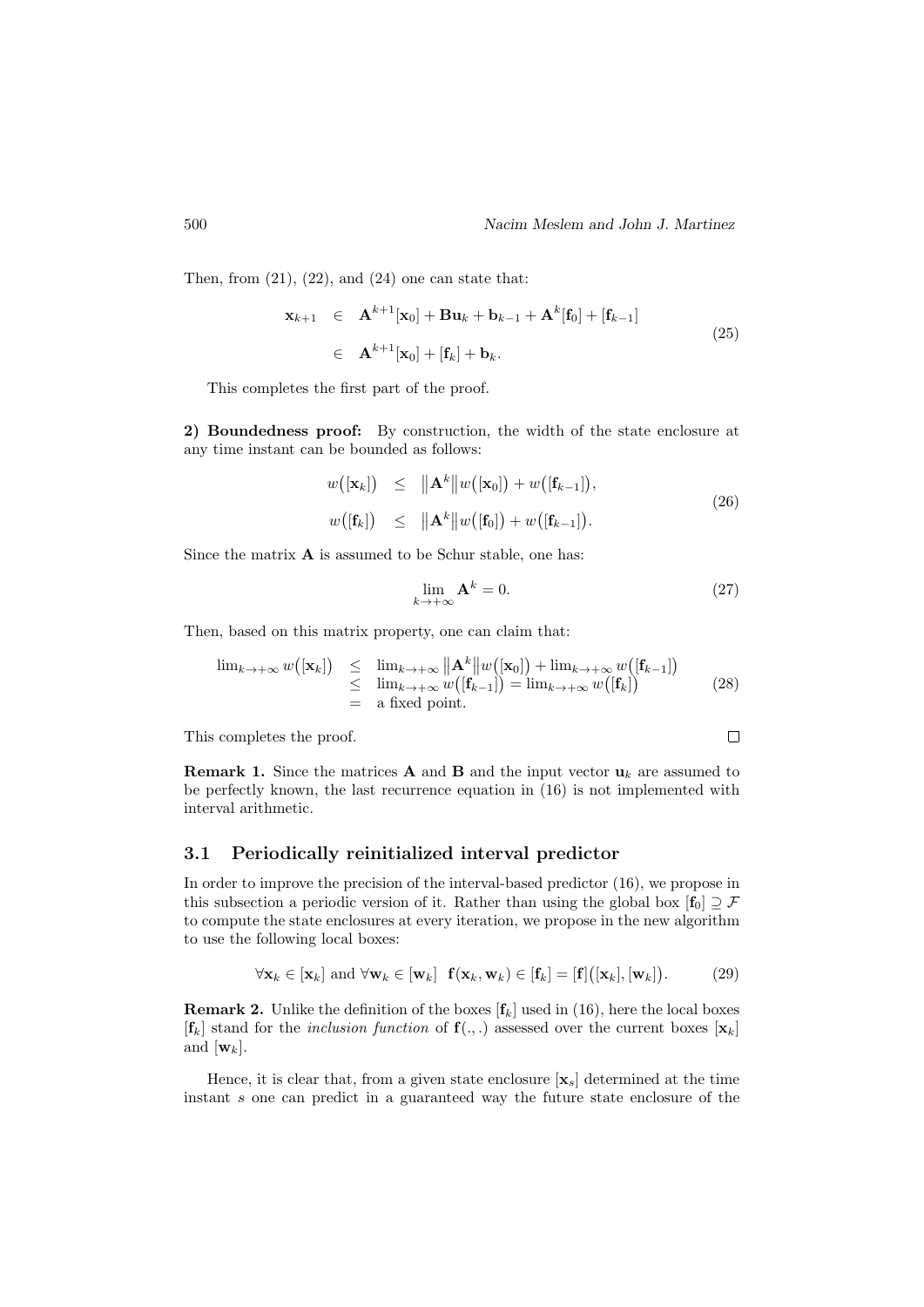Then, from (21), (22), and (24) one can state that:

$$
\begin{aligned}
\mathbf{x}_{k+1} &\in \mathbf{A}^{k+1}[\mathbf{x}_0] + \mathbf{B}\mathbf{u}_k + \mathbf{b}_{k-1} + \mathbf{A}^{k}[\mathbf{f}_0] + [\mathbf{f}_{k-1}] \\
&\in \mathbf{A}^{k+1}[\mathbf{x}_0] + [\mathbf{f}_k] + \mathbf{b}_k.
\end{aligned} \tag{25}
$$

This completes the first part of the proof.

**2) Boundedness proof:** By construction, the width of the state enclosure at any time instant can be bounded as follows:

$$
\begin{aligned}
w\big([\mathbf{x}_k]\big) &\leq \big\|\mathbf{A}^k\big\| w\big([\mathbf{x}_0]\big) + w\big([\mathbf{f}_{k-1}]\big), \\
w\big([\mathbf{f}_k]\big) &\leq \big\|\mathbf{A}^k\big\| w\big([\mathbf{f}_0]\big) + w\big([\mathbf{f}_{k-1}]\big).
\end{aligned} \tag{26}
$$

Since the matrix $\mathbf{A}$ is assumed to be Schur stable, one has:

$$
\lim_{k \to +\infty} \mathbf{A}^k = 0. \tag{27}
$$

Then, based on this matrix property, one can claim that:

$$
\begin{aligned}
\lim_{k\to+\infty} w\big([\mathbf{x}_k]\big) &\leq \lim_{k\to+\infty} \big\|\mathbf{A}^k\big\| w\big([\mathbf{x}_0]\big) + \lim_{k\to+\infty} w\big([\mathbf{f}_{k-1}]\big) \\
&\leq \lim_{k\to+\infty} w\big([\mathbf{f}_{k-1}]\big) = \lim_{k\to+\infty} w\big([\mathbf{f}_k]\big) \\
&= \text{a fixed point.}
\end{aligned} \tag{28}
$$

This completes the proof. □

**Remark 1.** Since the matrices $\mathbf{A}$ and $\mathbf{B}$ and the input vector $\mathbf{u}_k$ are assumed to be perfectly known, the last recurrence equation in (16) is not implemented with interval arithmetic.

### 3.1 Periodically reinitialized interval predictor

In order to improve the precision of the interval-based predictor (16), we propose in this subsection a periodic version of it. Rather than using the global box $[\mathbf{f}_0] \supseteq \mathcal{F}$ to compute the state enclosures at every iteration, we propose in the new algorithm to use the following local boxes:

$$
\forall \mathbf{x}_k \in [\mathbf{x}_k] \text{ and } \forall \mathbf{w}_k \in [\mathbf{w}_k] \;\; \mathbf{f}(\mathbf{x}_k, \mathbf{w}_k) \in [\mathbf{f}_k] = [\mathbf{f}]\big([\mathbf{x}_k], [\mathbf{w}_k]\big). \tag{29}
$$

**Remark 2.** Unlike the definition of the boxes $[\mathbf{f}_k]$ used in (16), here the local boxes $[\mathbf{f}_k]$ stand for the *inclusion function* of $\mathbf{f}(.,.)$ assessed over the current boxes $[\mathbf{x}_k]$ and $[\mathbf{w}_k]$.

Hence, it is clear that, from a given state enclosure $[\mathbf{x}_s]$ determined at the time instant $s$ one can predict in a guaranteed way the future state enclosure of the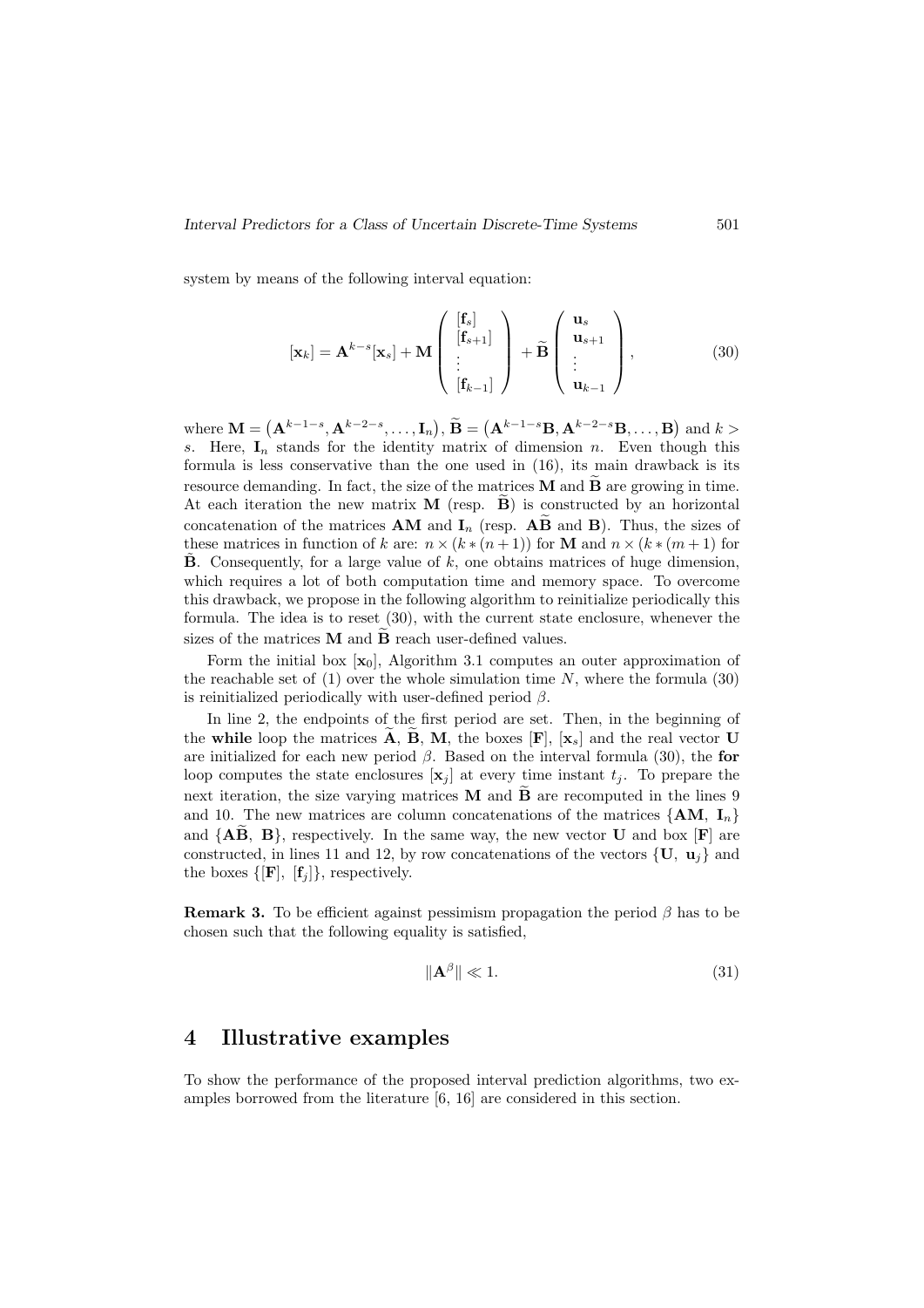system by means of the following interval equation:

$$[\mathbf{x}_k] = \mathbf{A}^{k-s}[\mathbf{x}_s] + \mathbf{M} \begin{pmatrix} [\mathbf{f}_s] \\ [\mathbf{f}_{s+1}] \\ \vdots \\ [\mathbf{f}_{k-1}] \end{pmatrix} + \widetilde{\mathbf{B}} \begin{pmatrix} \mathbf{u}_s \\ \mathbf{u}_{s+1} \\ \vdots \\ \mathbf{u}_{k-1} \end{pmatrix}, \tag{30}$$

where $\mathbf{M} = \left(\mathbf{A}^{k-1-s}, \mathbf{A}^{k-2-s}, \ldots, \mathbf{I}_n\right)$, $\widetilde{\mathbf{B}} = \left(\mathbf{A}^{k-1-s}\mathbf{B}, \mathbf{A}^{k-2-s}\mathbf{B}, \ldots, \mathbf{B}\right)$ and $k > s$. Here, $\mathbf{I}_n$ stands for the identity matrix of dimension $n$. Even though this formula is less conservative than the one used in (16), its main drawback is its resource demanding. In fact, the size of the matrices $\mathbf{M}$ and $\widetilde{\mathbf{B}}$ are growing in time. At each iteration the new matrix $\mathbf{M}$ (resp. $\widetilde{\mathbf{B}}$) is constructed by an horizontal concatenation of the matrices $\mathbf{AM}$ and $\mathbf{I}_n$ (resp. $\mathbf{A}\widetilde{\mathbf{B}}$ and $\mathbf{B}$). Thus, the sizes of these matrices in function of $k$ are: $n \times (k*(n+1))$ for $\mathbf{M}$ and $n \times (k*(m+1)$ for $\widetilde{\mathbf{B}}$. Consequently, for a large value of $k$, one obtains matrices of huge dimension, which requires a lot of both computation time and memory space. To overcome this drawback, we propose in the following algorithm to reinitialize periodically this formula. The idea is to reset (30), with the current state enclosure, whenever the sizes of the matrices $\mathbf{M}$ and $\widetilde{\mathbf{B}}$ reach user-defined values.

Form the initial box $[\mathbf{x}_0]$, Algorithm 3.1 computes an outer approximation of the reachable set of (1) over the whole simulation time $N$, where the formula (30) is reinitialized periodically with user-defined period $\beta$.

In line 2, the endpoints of the first period are set. Then, in the beginning of the **while** loop the matrices $\widetilde{\mathbf{A}}$, $\widetilde{\mathbf{B}}$, $\mathbf{M}$, the boxes $[\mathbf{F}]$, $[\mathbf{x}_s]$ and the real vector $\mathbf{U}$ are initialized for each new period $\beta$. Based on the interval formula (30), the **for** loop computes the state enclosures $[\mathbf{x}_j]$ at every time instant $t_j$. To prepare the next iteration, the size varying matrices $\mathbf{M}$ and $\widetilde{\mathbf{B}}$ are recomputed in the lines 9 and 10. The new matrices are column concatenations of the matrices $\{\mathbf{AM},\ \mathbf{I}_n\}$ and $\{\mathbf{A}\widetilde{\mathbf{B}},\ \mathbf{B}\}$, respectively. In the same way, the new vector $\mathbf{U}$ and box $[\mathbf{F}]$ are constructed, in lines 11 and 12, by row concatenations of the vectors $\{\mathbf{U},\ \mathbf{u}_j\}$ and the boxes $\{[\mathbf{F}],\ [\mathbf{f}_j]\}$, respectively.

**Remark 3.** To be efficient against pessimism propagation the period $\beta$ has to be chosen such that the following equality is satisfied,

$$\|\mathbf{A}^\beta\| \ll 1. \tag{31}$$

## 4 Illustrative examples

To show the performance of the proposed interval prediction algorithms, two examples borrowed from the literature [6, 16] are considered in this section.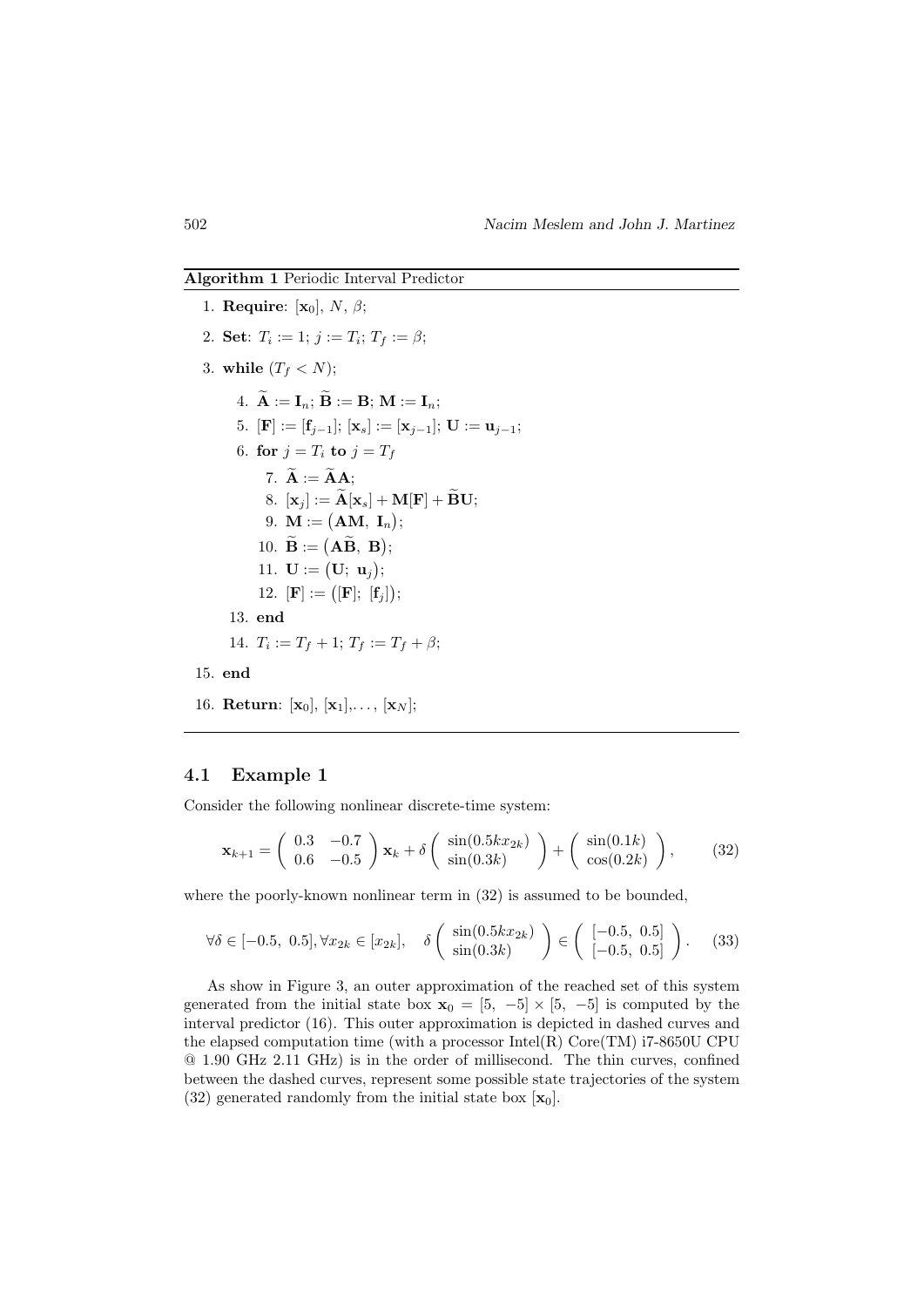**Algorithm 1** Periodic Interval Predictor

1. **Require**: $[\mathbf{x}_0]$, $N$, $\beta$;
2. **Set**: $T_i := 1$; $j := T_i$; $T_f := \beta$;
3. **while** $(T_f < N)$;
    4. $\widetilde{\mathbf{A}} := \mathbf{I}_n$; $\widetilde{\mathbf{B}} := \mathbf{B}$; $\mathbf{M} := \mathbf{I}_n$;
    5. $[\mathbf{F}] := [\mathbf{f}_{j-1}]$; $[\mathbf{x}_s] := [\mathbf{x}_{j-1}]$; $\mathbf{U} := \mathbf{u}_{j-1}$;
    6. **for** $j = T_i$ **to** $j = T_f$
        7. $\widetilde{\mathbf{A}} := \widetilde{\mathbf{A}}\mathbf{A}$;
        8. $[\mathbf{x}_j] := \widetilde{\mathbf{A}}[\mathbf{x}_s] + \mathbf{M}[\mathbf{F}] + \widetilde{\mathbf{B}}\mathbf{U}$;
        9. $\mathbf{M} := \big(\mathbf{A}\mathbf{M},\ \mathbf{I}_n\big)$;
        10. $\widetilde{\mathbf{B}} := \big(\mathbf{A}\widetilde{\mathbf{B}},\ \mathbf{B}\big)$;
        11. $\mathbf{U} := \big(\mathbf{U};\ \mathbf{u}_j\big)$;
        12. $[\mathbf{F}] := \big([\mathbf{F}];\ [\mathbf{f}_j]\big)$;
    13. **end**
    14. $T_i := T_f + 1$; $T_f := T_f + \beta$;
15. **end**
16. **Return**: $[\mathbf{x}_0]$, $[\mathbf{x}_1]$,..., $[\mathbf{x}_N]$;

### 4.1 Example 1

Consider the following nonlinear discrete-time system:

$$\mathbf{x}_{k+1} = \begin{pmatrix} 0.3 & -0.7 \\ 0.6 & -0.5 \end{pmatrix} \mathbf{x}_k + \delta \begin{pmatrix} \sin(0.5kx_{2k}) \\ \sin(0.3k) \end{pmatrix} + \begin{pmatrix} \sin(0.1k) \\ \cos(0.2k) \end{pmatrix}, \tag{32}$$

where the poorly-known nonlinear term in (32) is assumed to be bounded,

$$\forall \delta \in [-0.5,\ 0.5], \forall x_{2k} \in [x_{2k}], \quad \delta \begin{pmatrix} \sin(0.5kx_{2k}) \\ \sin(0.3k) \end{pmatrix} \in \begin{pmatrix} [-0.5,\ 0.5] \\ [-0.5,\ 0.5] \end{pmatrix}. \tag{33}$$

As show in Figure 3, an outer approximation of the reached set of this system generated from the initial state box $\mathbf{x}_0 = [5,\ -5] \times [5,\ -5]$ is computed by the interval predictor (16). This outer approximation is depicted in dashed curves and the elapsed computation time (with a processor Intel(R) Core(TM) i7-8650U CPU @ 1.90 GHz 2.11 GHz) is in the order of millisecond. The thin curves, confined between the dashed curves, represent some possible state trajectories of the system (32) generated randomly from the initial state box $[\mathbf{x}_0]$.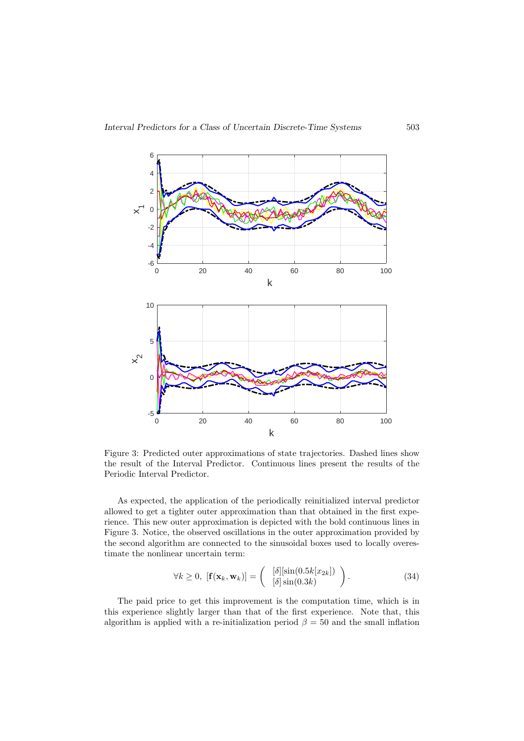Figure 3: Predicted outer approximations of state trajectories. Dashed lines show the result of the Interval Predictor. Continuous lines present the results of the Periodic Interval Predictor.

As expected, the application of the periodically reinitialized interval predictor allowed to get a tighter outer approximation than that obtained in the first experience. This new outer approximation is depicted with the bold continuous lines in Figure 3. Notice, the observed oscillations in the outer approximation provided by the second algorithm are connected to the sinusoidal boxes used to locally overestimate the nonlinear uncertain term:

$$\forall k \geq 0, \ [\mathbf{f}(\mathbf{x}_k, \mathbf{w}_k)] = \begin{pmatrix} [\delta][\sin(0.5k[x_{2k}]) \\ [\delta]\sin(0.3k) \end{pmatrix}. \tag{34}$$

The paid price to get this improvement is the computation time, which is in this experience slightly larger than that of the first experience. Note that, this algorithm is applied with a re-initialization period $\beta = 50$ and the small inflation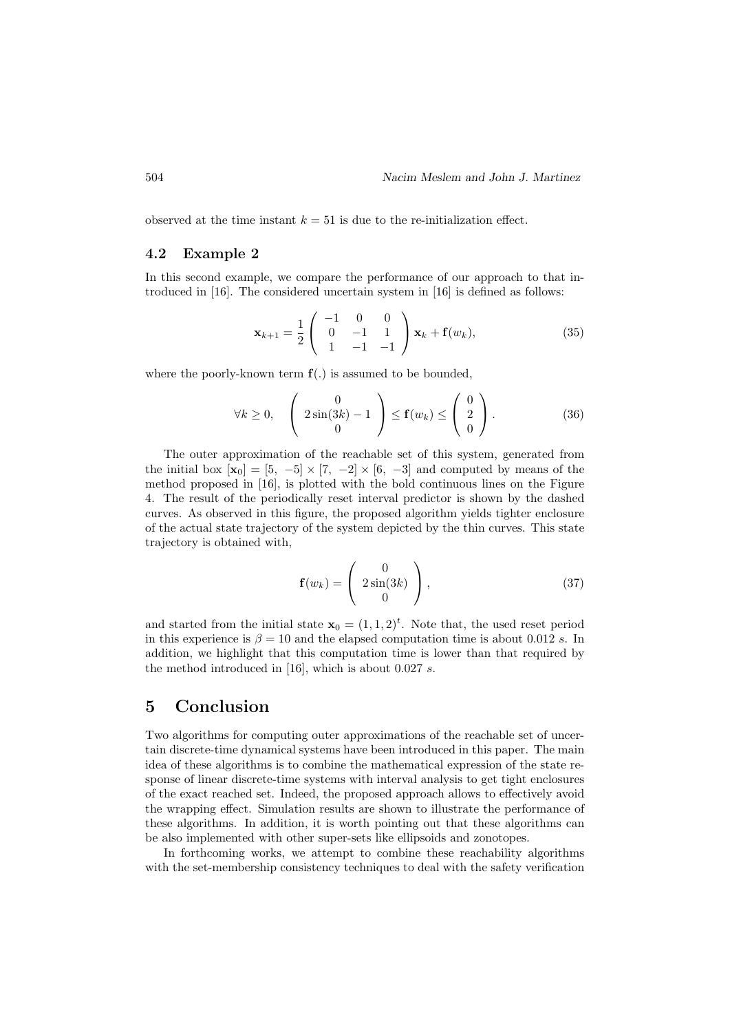observed at the time instant $k = 51$ is due to the re-initialization effect.

### 4.2 Example 2

In this second example, we compare the performance of our approach to that introduced in [16]. The considered uncertain system in [16] is defined as follows:

$$\mathbf{x}_{k+1} = \frac{1}{2}\begin{pmatrix} -1 & 0 & 0 \\ 0 & -1 & 1 \\ 1 & -1 & -1 \end{pmatrix}\mathbf{x}_k + \mathbf{f}(w_k), \tag{35}$$

where the poorly-known term $\mathbf{f}(.)$ is assumed to be bounded,

$$\forall k \geq 0, \quad \begin{pmatrix} 0 \\ 2\sin(3k) - 1 \\ 0 \end{pmatrix} \leq \mathbf{f}(w_k) \leq \begin{pmatrix} 0 \\ 2 \\ 0 \end{pmatrix}. \tag{36}$$

The outer approximation of the reachable set of this system, generated from the initial box $[\mathbf{x}_0] = [5,\ -5] \times [7,\ -2] \times [6,\ -3]$ and computed by means of the method proposed in [16], is plotted with the bold continuous lines on the Figure 4. The result of the periodically reset interval predictor is shown by the dashed curves. As observed in this figure, the proposed algorithm yields tighter enclosure of the actual state trajectory of the system depicted by the thin curves. This state trajectory is obtained with,

$$\mathbf{f}(w_k) = \begin{pmatrix} 0 \\ 2\sin(3k) \\ 0 \end{pmatrix}, \tag{37}$$

and started from the initial state $\mathbf{x}_0 = (1, 1, 2)^t$. Note that, the used reset period in this experience is $\beta = 10$ and the elapsed computation time is about 0.012 *s*. In addition, we highlight that this computation time is lower than that required by the method introduced in [16], which is about 0.027 *s*.

## 5 Conclusion

Two algorithms for computing outer approximations of the reachable set of uncertain discrete-time dynamical systems have been introduced in this paper. The main idea of these algorithms is to combine the mathematical expression of the state response of linear discrete-time systems with interval analysis to get tight enclosures of the exact reached set. Indeed, the proposed approach allows to effectively avoid the wrapping effect. Simulation results are shown to illustrate the performance of these algorithms. In addition, it is worth pointing out that these algorithms can be also implemented with other super-sets like ellipsoids and zonotopes.

In forthcoming works, we attempt to combine these reachability algorithms with the set-membership consistency techniques to deal with the safety verification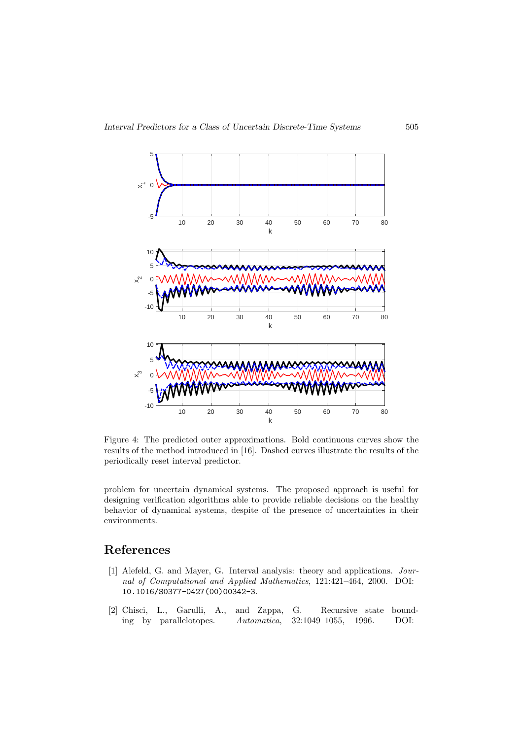Figure 4: The predicted outer approximations. Bold continuous curves show the results of the method introduced in [16]. Dashed curves illustrate the results of the periodically reset interval predictor.

problem for uncertain dynamical systems. The proposed approach is useful for designing verification algorithms able to provide reliable decisions on the healthy behavior of dynamical systems, despite of the presence of uncertainties in their environments.

## References

[1] Alefeld, G. and Mayer, G. Interval analysis: theory and applications. *Journal of Computational and Applied Mathematics*, 121:421–464, 2000. DOI: `10.1016/S0377-0427(00)00342-3`.

[2] Chisci, L., Garulli, A., and Zappa, G. Recursive state bounding by parallelotopes. *Automatica*, 32:1049–1055, 1996. DOI: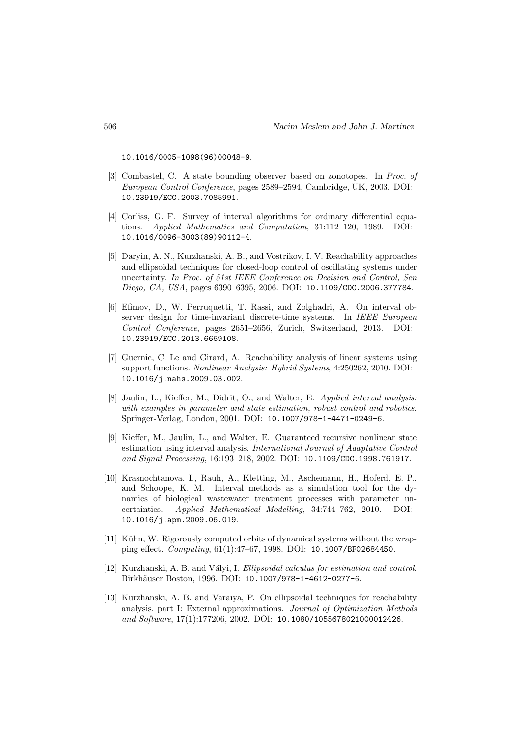10.1016/0005-1098(96)00048-9.

[3] Combastel, C. A state bounding observer based on zonotopes. In *Proc. of European Control Conference*, pages 2589–2594, Cambridge, UK, 2003. DOI: 10.23919/ECC.2003.7085991.

[4] Corliss, G. F. Survey of interval algorithms for ordinary differential equations. *Applied Mathematics and Computation*, 31:112–120, 1989. DOI: 10.1016/0096-3003(89)90112-4.

[5] Daryin, A. N., Kurzhanski, A. B., and Vostrikov, I. V. Reachability approaches and ellipsoidal techniques for closed-loop control of oscillating systems under uncertainty. *In Proc. of 51st IEEE Conference on Decision and Control, San Diego, CA, USA*, pages 6390–6395, 2006. DOI: 10.1109/CDC.2006.377784.

[6] Efimov, D., W. Perruquetti, T. Rassi, and Zolghadri, A. On interval observer design for time-invariant discrete-time systems. In *IEEE European Control Conference*, pages 2651–2656, Zurich, Switzerland, 2013. DOI: 10.23919/ECC.2013.6669108.

[7] Guernic, C. Le and Girard, A. Reachability analysis of linear systems using support functions. *Nonlinear Analysis: Hybrid Systems*, 4:250262, 2010. DOI: 10.1016/j.nahs.2009.03.002.

[8] Jaulin, L., Kieffer, M., Didrit, O., and Walter, E. *Applied interval analysis: with examples in parameter and state estimation, robust control and robotics*. Springer-Verlag, London, 2001. DOI: 10.1007/978-1-4471-0249-6.

[9] Kieffer, M., Jaulin, L., and Walter, E. Guaranteed recursive nonlinear state estimation using interval analysis. *International Journal of Adaptative Control and Signal Processing*, 16:193–218, 2002. DOI: 10.1109/CDC.1998.761917.

[10] Krasnochtanova, I., Rauh, A., Kletting, M., Aschemann, H., Hoferd, E. P., and Schoope, K. M. Interval methods as a simulation tool for the dynamics of biological wastewater treatment processes with parameter uncertainties. *Applied Mathematical Modelling*, 34:744–762, 2010. DOI: 10.1016/j.apm.2009.06.019.

[11] Kühn, W. Rigorously computed orbits of dynamical systems without the wrapping effect. *Computing*, 61(1):47–67, 1998. DOI: 10.1007/BF02684450.

[12] Kurzhanski, A. B. and Vályi, I. *Ellipsoidal calculus for estimation and control*. Birkhäuser Boston, 1996. DOI: 10.1007/978-1-4612-0277-6.

[13] Kurzhanski, A. B. and Varaiya, P. On ellipsoidal techniques for reachability analysis. part I: External approximations. *Journal of Optimization Methods and Software*, 17(1):177206, 2002. DOI: 10.1080/1055678021000012426.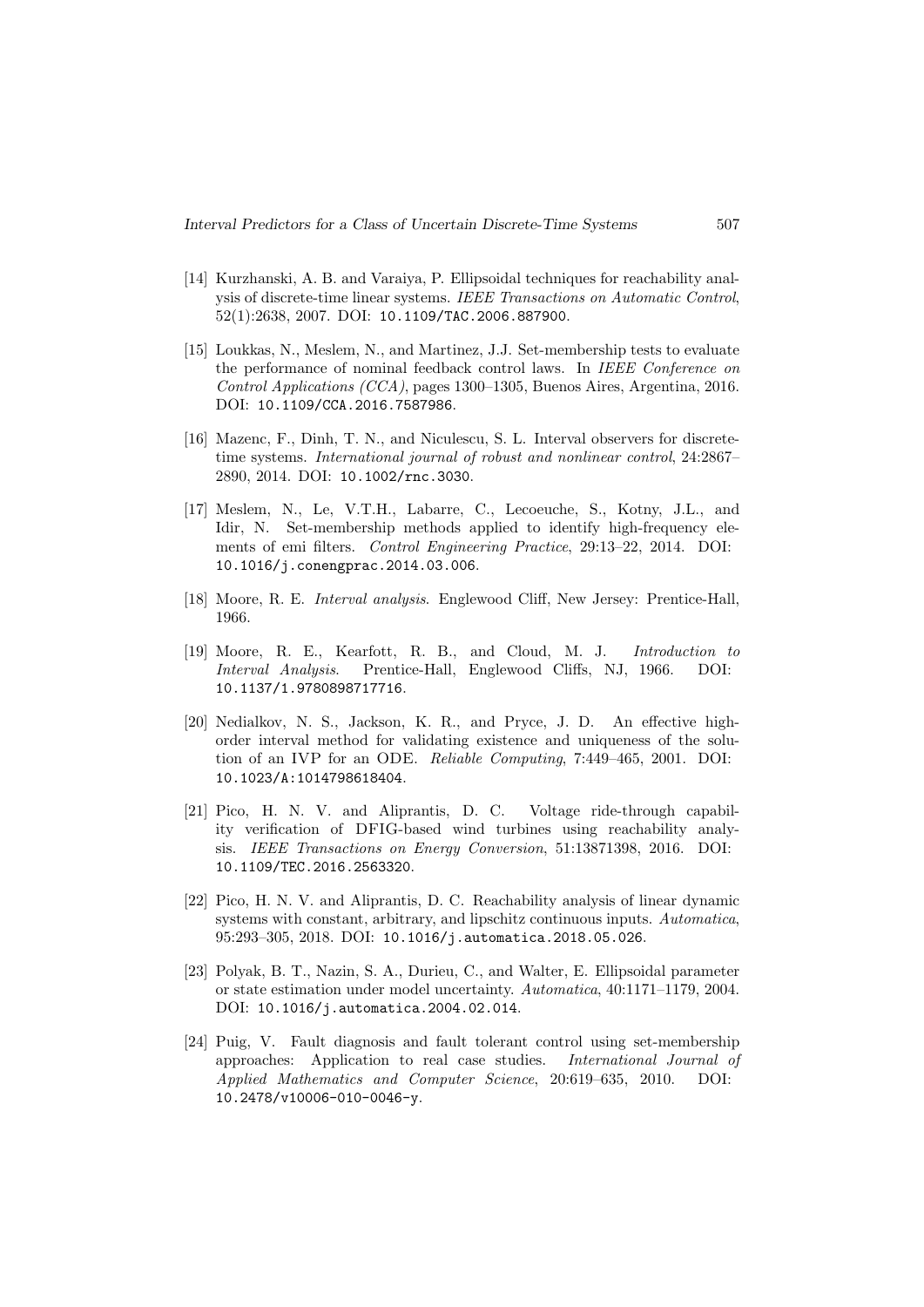[14] Kurzhanski, A. B. and Varaiya, P. Ellipsoidal techniques for reachability analysis of discrete-time linear systems. *IEEE Transactions on Automatic Control*, 52(1):2638, 2007. DOI: 10.1109/TAC.2006.887900.

[15] Loukkas, N., Meslem, N., and Martinez, J.J. Set-membership tests to evaluate the performance of nominal feedback control laws. In *IEEE Conference on Control Applications (CCA)*, pages 1300–1305, Buenos Aires, Argentina, 2016. DOI: 10.1109/CCA.2016.7587986.

[16] Mazenc, F., Dinh, T. N., and Niculescu, S. L. Interval observers for discrete-time systems. *International journal of robust and nonlinear control*, 24:2867–2890, 2014. DOI: 10.1002/rnc.3030.

[17] Meslem, N., Le, V.T.H., Labarre, C., Lecoeuche, S., Kotny, J.L., and Idir, N. Set-membership methods applied to identify high-frequency elements of emi filters. *Control Engineering Practice*, 29:13–22, 2014. DOI: 10.1016/j.conengprac.2014.03.006.

[18] Moore, R. E. *Interval analysis*. Englewood Cliff, New Jersey: Prentice-Hall, 1966.

[19] Moore, R. E., Kearfott, R. B., and Cloud, M. J. *Introduction to Interval Analysis*. Prentice-Hall, Englewood Cliffs, NJ, 1966. DOI: 10.1137/1.9780898717716.

[20] Nedialkov, N. S., Jackson, K. R., and Pryce, J. D. An effective high-order interval method for validating existence and uniqueness of the solution of an IVP for an ODE. *Reliable Computing*, 7:449–465, 2001. DOI: 10.1023/A:1014798618404.

[21] Pico, H. N. V. and Aliprantis, D. C. Voltage ride-through capability verification of DFIG-based wind turbines using reachability analysis. *IEEE Transactions on Energy Conversion*, 51:13871398, 2016. DOI: 10.1109/TEC.2016.2563320.

[22] Pico, H. N. V. and Aliprantis, D. C. Reachability analysis of linear dynamic systems with constant, arbitrary, and lipschitz continuous inputs. *Automatica*, 95:293–305, 2018. DOI: 10.1016/j.automatica.2018.05.026.

[23] Polyak, B. T., Nazin, S. A., Durieu, C., and Walter, E. Ellipsoidal parameter or state estimation under model uncertainty. *Automatica*, 40:1171–1179, 2004. DOI: 10.1016/j.automatica.2004.02.014.

[24] Puig, V. Fault diagnosis and fault tolerant control using set-membership approaches: Application to real case studies. *International Journal of Applied Mathematics and Computer Science*, 20:619–635, 2010. DOI: 10.2478/v10006-010-0046-y.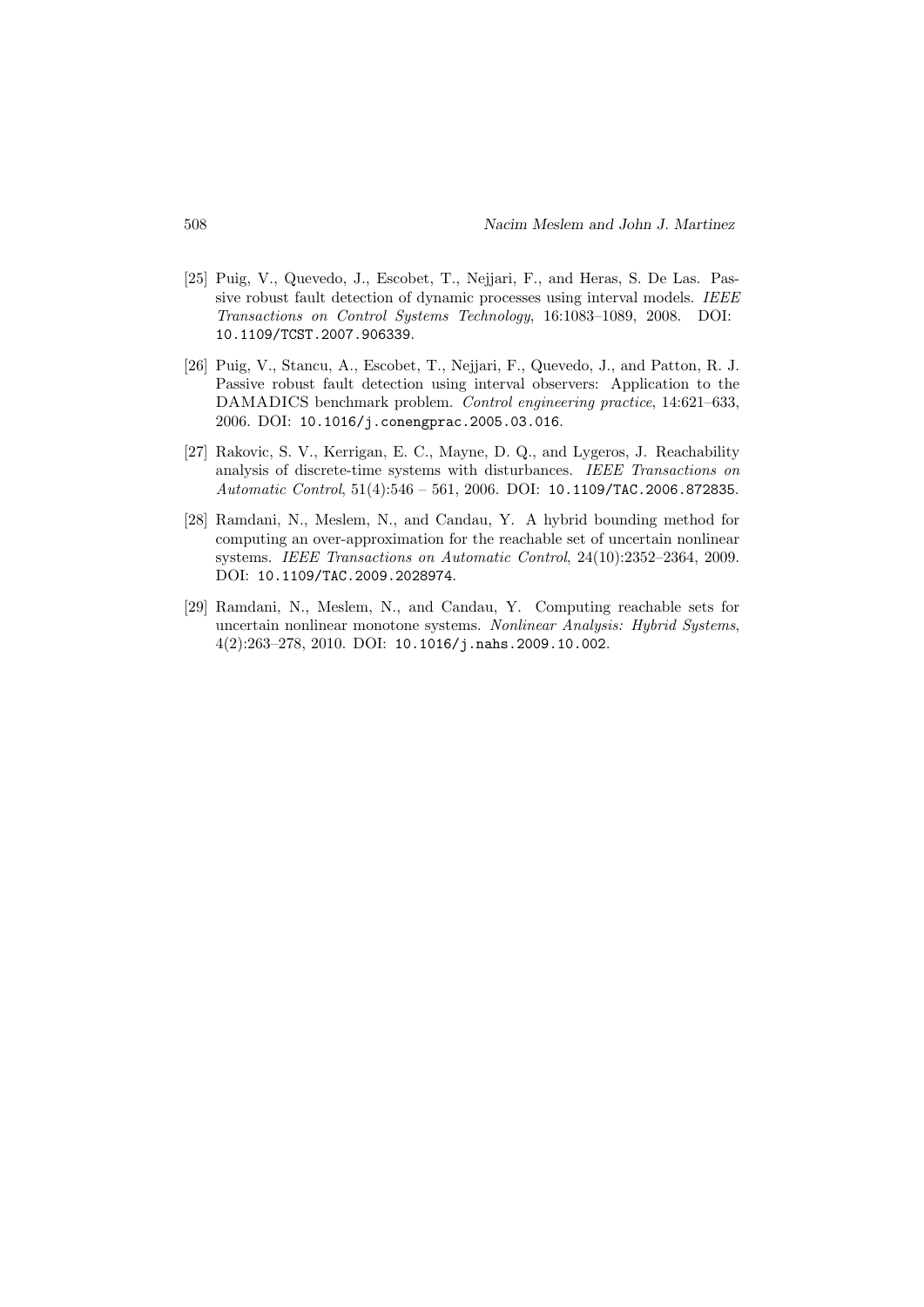[25] Puig, V., Quevedo, J., Escobet, T., Nejjari, F., and Heras, S. De Las. Passive robust fault detection of dynamic processes using interval models. *IEEE Transactions on Control Systems Technology*, 16:1083–1089, 2008. DOI: `10.1109/TCST.2007.906339`.

[26] Puig, V., Stancu, A., Escobet, T., Nejjari, F., Quevedo, J., and Patton, R. J. Passive robust fault detection using interval observers: Application to the DAMADICS benchmark problem. *Control engineering practice*, 14:621–633, 2006. DOI: `10.1016/j.conengprac.2005.03.016`.

[27] Rakovic, S. V., Kerrigan, E. C., Mayne, D. Q., and Lygeros, J. Reachability analysis of discrete-time systems with disturbances. *IEEE Transactions on Automatic Control*, 51(4):546 – 561, 2006. DOI: `10.1109/TAC.2006.872835`.

[28] Ramdani, N., Meslem, N., and Candau, Y. A hybrid bounding method for computing an over-approximation for the reachable set of uncertain nonlinear systems. *IEEE Transactions on Automatic Control*, 24(10):2352–2364, 2009. DOI: `10.1109/TAC.2009.2028974`.

[29] Ramdani, N., Meslem, N., and Candau, Y. Computing reachable sets for uncertain nonlinear monotone systems. *Nonlinear Analysis: Hybrid Systems*, 4(2):263–278, 2010. DOI: `10.1016/j.nahs.2009.10.002`.